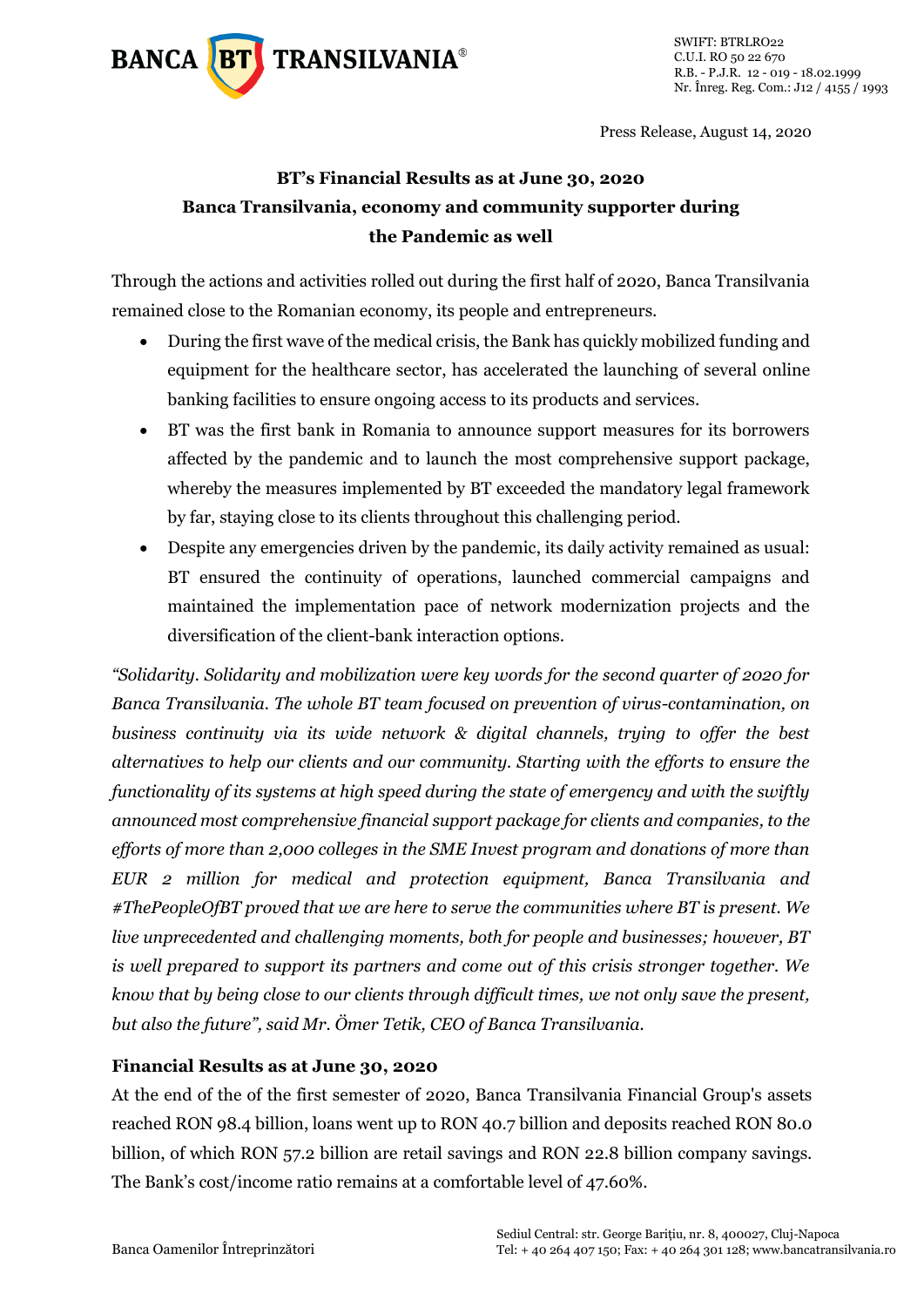Press Release, August 14, 2020

# BT's Financial Results as at June 30, 2020
# Banca Transilvania, economy and community supporter during the Pandemic as well

Through the actions and activities rolled out during the first half of 2020, Banca Transilvania remained close to the Romanian economy, its people and entrepreneurs.

- During the first wave of the medical crisis, the Bank has quickly mobilized funding and equipment for the healthcare sector, has accelerated the launching of several online banking facilities to ensure ongoing access to its products and services.
- BT was the first bank in Romania to announce support measures for its borrowers affected by the pandemic and to launch the most comprehensive support package, whereby the measures implemented by BT exceeded the mandatory legal framework by far, staying close to its clients throughout this challenging period.
- Despite any emergencies driven by the pandemic, its daily activity remained as usual: BT ensured the continuity of operations, launched commercial campaigns and maintained the implementation pace of network modernization projects and the diversification of the client-bank interaction options.

*"Solidarity. Solidarity and mobilization were key words for the second quarter of 2020 for Banca Transilvania. The whole BT team focused on prevention of virus-contamination, on business continuity via its wide network & digital channels, trying to offer the best alternatives to help our clients and our community. Starting with the efforts to ensure the functionality of its systems at high speed during the state of emergency and with the swiftly announced most comprehensive financial support package for clients and companies, to the efforts of more than 2,000 colleges in the SME Invest program and donations of more than EUR 2 million for medical and protection equipment, Banca Transilvania and #ThePeopleOfBT proved that we are here to serve the communities where BT is present. We live unprecedented and challenging moments, both for people and businesses; however, BT is well prepared to support its partners and come out of this crisis stronger together. We know that by being close to our clients through difficult times, we not only save the present, but also the future", said Mr. Ömer Tetik, CEO of Banca Transilvania.*

## Financial Results as at June 30, 2020

At the end of the of the first semester of 2020, Banca Transilvania Financial Group's assets reached RON 98.4 billion, loans went up to RON 40.7 billion and deposits reached RON 80.0 billion, of which RON 57.2 billion are retail savings and RON 22.8 billion company savings. The Bank's cost/income ratio remains at a comfortable level of 47.60%.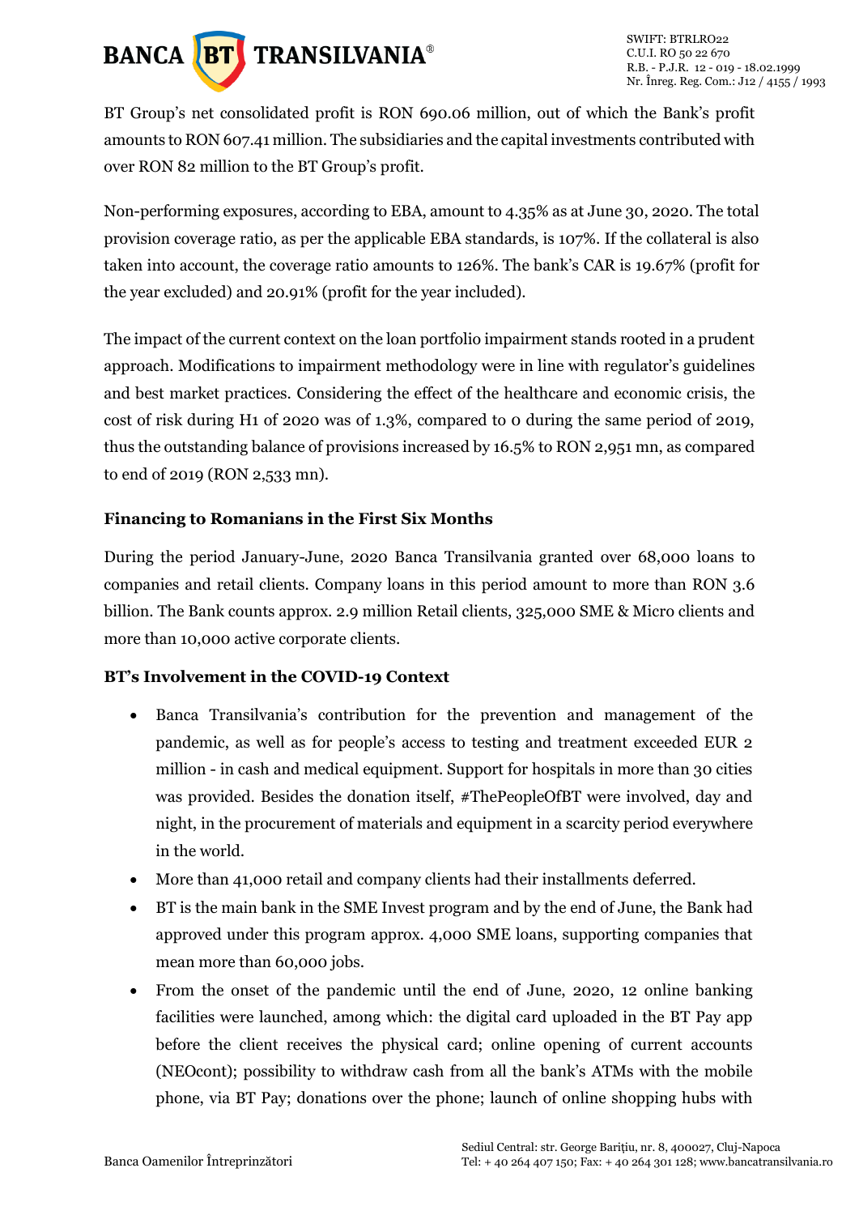BT Group's net consolidated profit is RON 690.06 million, out of which the Bank's profit amounts to RON 607.41 million. The subsidiaries and the capital investments contributed with over RON 82 million to the BT Group's profit.

Non-performing exposures, according to EBA, amount to 4.35% as at June 30, 2020. The total provision coverage ratio, as per the applicable EBA standards, is 107%. If the collateral is also taken into account, the coverage ratio amounts to 126%. The bank's CAR is 19.67% (profit for the year excluded) and 20.91% (profit for the year included).

The impact of the current context on the loan portfolio impairment stands rooted in a prudent approach. Modifications to impairment methodology were in line with regulator's guidelines and best market practices. Considering the effect of the healthcare and economic crisis, the cost of risk during H1 of 2020 was of 1.3%, compared to 0 during the same period of 2019, thus the outstanding balance of provisions increased by 16.5% to RON 2,951 mn, as compared to end of 2019 (RON 2,533 mn).

**Financing to Romanians in the First Six Months**

During the period January-June, 2020 Banca Transilvania granted over 68,000 loans to companies and retail clients. Company loans in this period amount to more than RON 3.6 billion. The Bank counts approx. 2.9 million Retail clients, 325,000 SME & Micro clients and more than 10,000 active corporate clients.

**BT's Involvement in the COVID-19 Context**

- Banca Transilvania's contribution for the prevention and management of the pandemic, as well as for people's access to testing and treatment exceeded EUR 2 million - in cash and medical equipment. Support for hospitals in more than 30 cities was provided. Besides the donation itself, #ThePeopleOfBT were involved, day and night, in the procurement of materials and equipment in a scarcity period everywhere in the world.
- More than 41,000 retail and company clients had their installments deferred.
- BT is the main bank in the SME Invest program and by the end of June, the Bank had approved under this program approx. 4,000 SME loans, supporting companies that mean more than 60,000 jobs.
- From the onset of the pandemic until the end of June, 2020, 12 online banking facilities were launched, among which: the digital card uploaded in the BT Pay app before the client receives the physical card; online opening of current accounts (NEOcont); possibility to withdraw cash from all the bank's ATMs with the mobile phone, via BT Pay; donations over the phone; launch of online shopping hubs with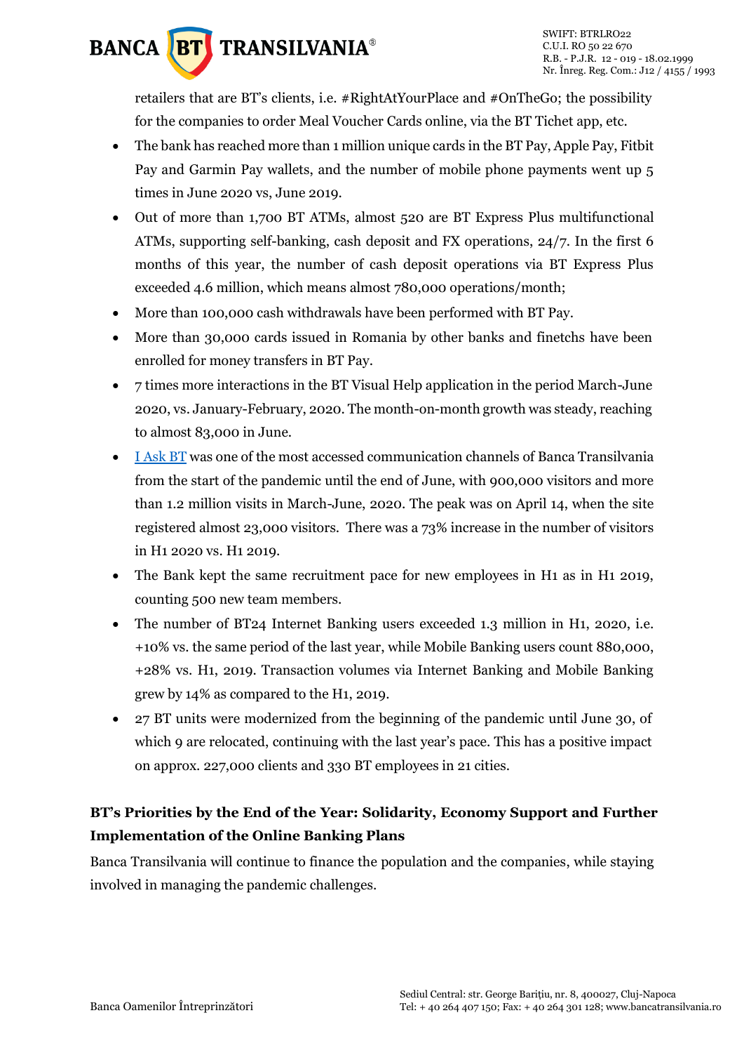retailers that are BT's clients, i.e. #RightAtYourPlace and #OnTheGo; the possibility for the companies to order Meal Voucher Cards online, via the BT Tichet app, etc.

- The bank has reached more than 1 million unique cards in the BT Pay, Apple Pay, Fitbit Pay and Garmin Pay wallets, and the number of mobile phone payments went up 5 times in June 2020 vs, June 2019.
- Out of more than 1,700 BT ATMs, almost 520 are BT Express Plus multifunctional ATMs, supporting self-banking, cash deposit and FX operations, 24/7. In the first 6 months of this year, the number of cash deposit operations via BT Express Plus exceeded 4.6 million, which means almost 780,000 operations/month;
- More than 100,000 cash withdrawals have been performed with BT Pay.
- More than 30,000 cards issued in Romania by other banks and finetchs have been enrolled for money transfers in BT Pay.
- 7 times more interactions in the BT Visual Help application in the period March-June 2020, vs. January-February, 2020. The month-on-month growth was steady, reaching to almost 83,000 in June.
- [I Ask BT] was one of the most accessed communication channels of Banca Transilvania from the start of the pandemic until the end of June, with 900,000 visitors and more than 1.2 million visits in March-June, 2020. The peak was on April 14, when the site registered almost 23,000 visitors. There was a 73% increase in the number of visitors in H1 2020 vs. H1 2019.
- The Bank kept the same recruitment pace for new employees in H1 as in H1 2019, counting 500 new team members.
- The number of BT24 Internet Banking users exceeded 1.3 million in H1, 2020, i.e. +10% vs. the same period of the last year, while Mobile Banking users count 880,000, +28% vs. H1, 2019. Transaction volumes via Internet Banking and Mobile Banking grew by 14% as compared to the H1, 2019.
- 27 BT units were modernized from the beginning of the pandemic until June 30, of which 9 are relocated, continuing with the last year's pace. This has a positive impact on approx. 227,000 clients and 330 BT employees in 21 cities.

## BT's Priorities by the End of the Year: Solidarity, Economy Support and Further Implementation of the Online Banking Plans

Banca Transilvania will continue to finance the population and the companies, while staying involved in managing the pandemic challenges.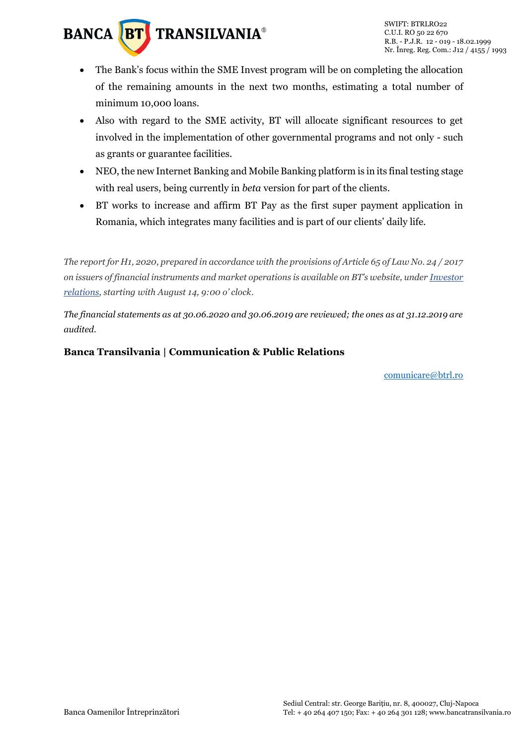- The Bank's focus within the SME Invest program will be on completing the allocation of the remaining amounts in the next two months, estimating a total number of minimum 10,000 loans.
- Also with regard to the SME activity, BT will allocate significant resources to get involved in the implementation of other governmental programs and not only - such as grants or guarantee facilities.
- NEO, the new Internet Banking and Mobile Banking platform is in its final testing stage with real users, being currently in *beta* version for part of the clients.
- BT works to increase and affirm BT Pay as the first super payment application in Romania, which integrates many facilities and is part of our clients' daily life.

*The report for H1, 2020, prepared in accordance with the provisions of Article 65 of Law No. 24 / 2017 on issuers of financial instruments and market operations is available on BT's website, under Investor relations, starting with August 14, 9:00 o' clock.*

*The financial statements as at 30.06.2020 and 30.06.2019 are reviewed; the ones as at 31.12.2019 are audited.*

**Banca Transilvania | Communication & Public Relations**

comunicare@btrl.ro